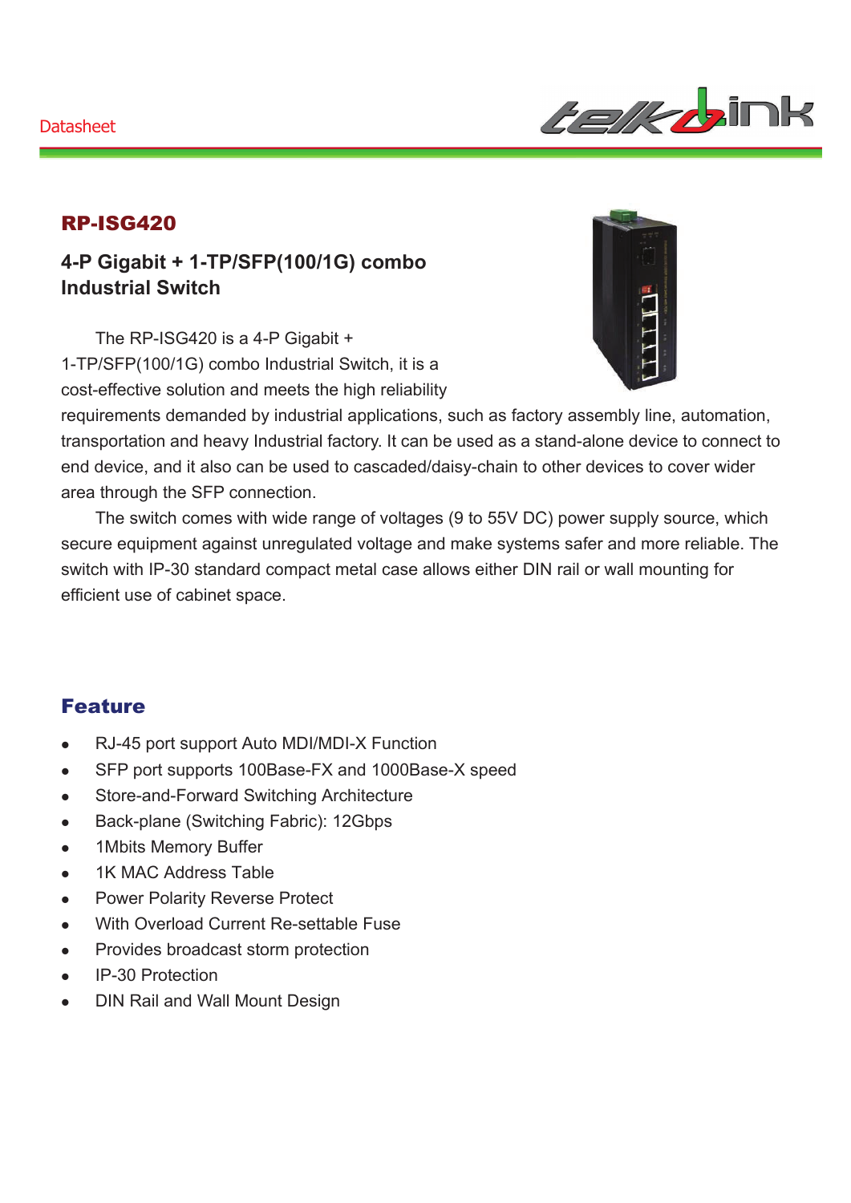Datasheet

# RP-ISG420

## 4-P Gigabit + 1-TP/SFP(100/1G) combo Industrial Switch

The RP-ISG420 is a 4-P Gigabit + 1-TP/SFP(100/1G) combo Industrial Switch, it is a cost-effective solution and meets the high reliability requirements demanded by industrial applications, such as factory assembly line, automation, transportation and heavy Industrial factory. It can be used as a stand-alone device to connect to end device, and it also can be used to cascaded/daisy-chain to other devices to cover wider area through the SFP connection.

The switch comes with wide range of voltages (9 to 55V DC) power supply source, which secure equipment against unregulated voltage and make systems safer and more reliable. The switch with IP-30 standard compact metal case allows either DIN rail or wall mounting for efficient use of cabinet space.

## Feature

- RJ-45 port support Auto MDI/MDI-X Function
- SFP port supports 100Base-FX and 1000Base-X speed
- Store-and-Forward Switching Architecture
- Back-plane (Switching Fabric): 12Gbps
- 1Mbits Memory Buffer
- 1K MAC Address Table
- Power Polarity Reverse Protect
- With Overload Current Re-settable Fuse
- Provides broadcast storm protection
- IP-30 Protection
- DIN Rail and Wall Mount Design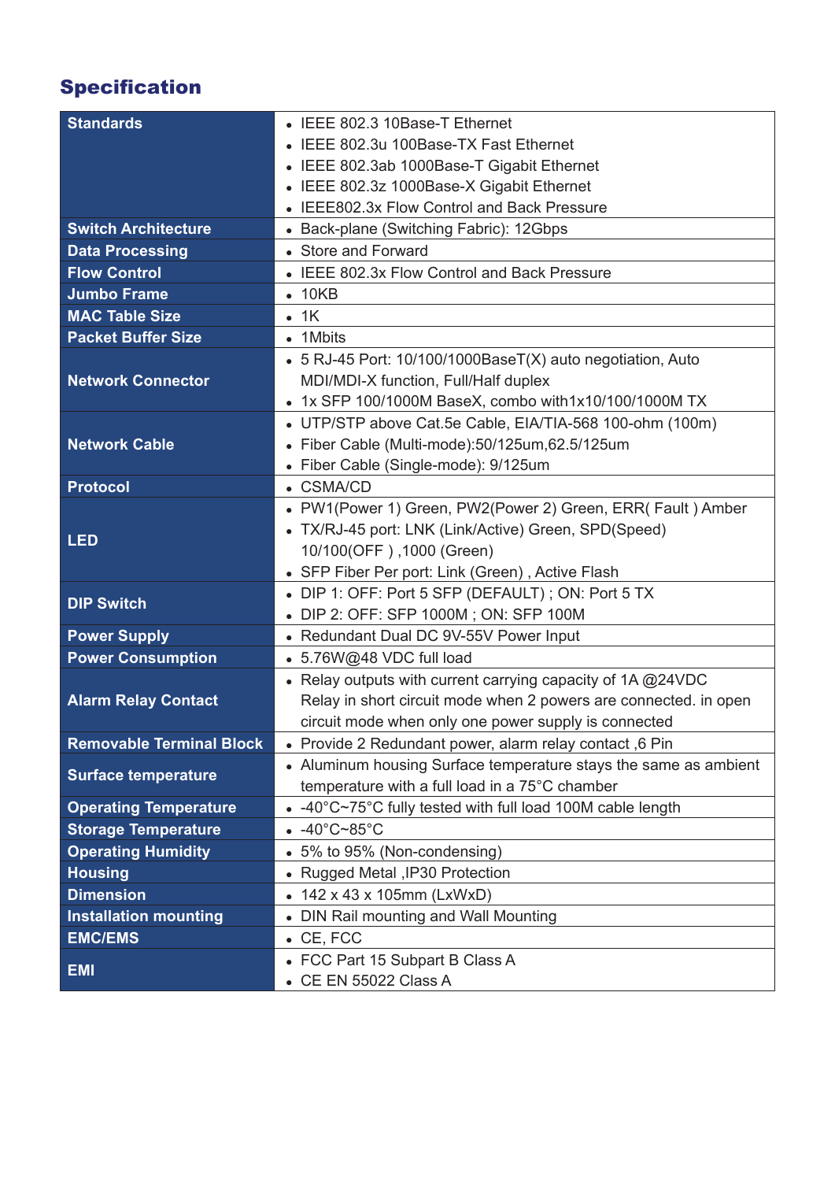## Specification

| | |
|---|---|
| **Standards** | • IEEE 802.3 10Base-T Ethernet<br>• IEEE 802.3u 100Base-TX Fast Ethernet<br>• IEEE 802.3ab 1000Base-T Gigabit Ethernet<br>• IEEE 802.3z 1000Base-X Gigabit Ethernet<br>• IEEE802.3x Flow Control and Back Pressure |
| **Switch Architecture** | • Back-plane (Switching Fabric): 12Gbps |
| **Data Processing** | • Store and Forward |
| **Flow Control** | • IEEE 802.3x Flow Control and Back Pressure |
| **Jumbo Frame** | • 10KB |
| **MAC Table Size** | • 1K |
| **Packet Buffer Size** | • 1Mbits |
| **Network Connector** | • 5 RJ-45 Port: 10/100/1000BaseT(X) auto negotiation, Auto MDI/MDI-X function, Full/Half duplex<br>• 1x SFP 100/1000M BaseX, combo with1x10/100/1000M TX |
| **Network Cable** | • UTP/STP above Cat.5e Cable, EIA/TIA-568 100-ohm (100m)<br>• Fiber Cable (Multi-mode):50/125um,62.5/125um<br>• Fiber Cable (Single-mode): 9/125um |
| **Protocol** | • CSMA/CD |
| **LED** | • PW1(Power 1) Green, PW2(Power 2) Green, ERR( Fault ) Amber<br>• TX/RJ-45 port: LNK (Link/Active) Green, SPD(Speed) 10/100(OFF ) ,1000 (Green)<br>• SFP Fiber Per port: Link (Green) , Active Flash |
| **DIP Switch** | • DIP 1: OFF: Port 5 SFP (DEFAULT) ; ON: Port 5 TX<br>• DIP 2: OFF: SFP 1000M ; ON: SFP 100M |
| **Power Supply** | • Redundant Dual DC 9V-55V Power Input |
| **Power Consumption** | • 5.76W@48 VDC full load |
| **Alarm Relay Contact** | • Relay outputs with current carrying capacity of 1A @24VDC Relay in short circuit mode when 2 powers are connected. in open circuit mode when only one power supply is connected |
| **Removable Terminal Block** | • Provide 2 Redundant power, alarm relay contact ,6 Pin |
| **Surface temperature** | • Aluminum housing Surface temperature stays the same as ambient temperature with a full load in a 75°C chamber |
| **Operating Temperature** | • -40°C~75°C fully tested with full load 100M cable length |
| **Storage Temperature** | • -40°C~85°C |
| **Operating Humidity** | • 5% to 95% (Non-condensing) |
| **Housing** | • Rugged Metal ,IP30 Protection |
| **Dimension** | • 142 x 43 x 105mm (LxWxD) |
| **Installation mounting** | • DIN Rail mounting and Wall Mounting |
| **EMC/EMS** | • CE, FCC |
| **EMI** | • FCC Part 15 Subpart B Class A<br>• CE EN 55022 Class A |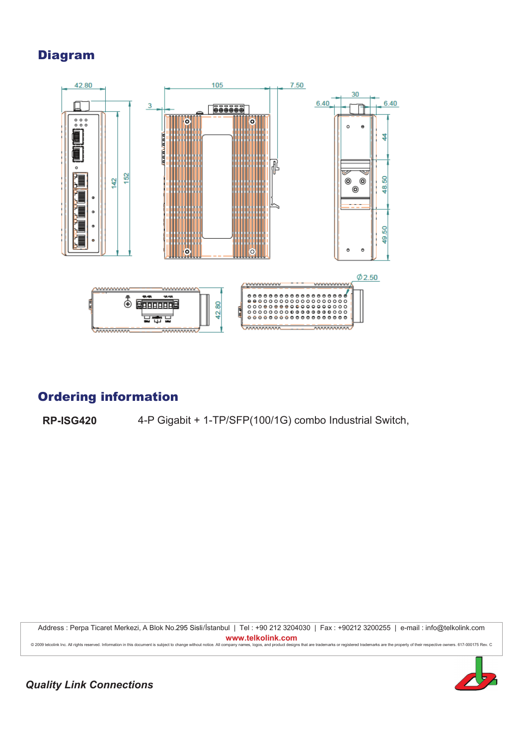## Diagram

42.80

105

7.50

3

30

6.40

6.40

142

152

44

48.50

49.50

Ø2.50

42.80

## Ordering information

**RP-ISG420** 4-P Gigabit + 1-TP/SFP(100/1G) combo Industrial Switch,

Address : Perpa Ticaret Merkezi, A Blok No.295 Sisli/İstanbul | Tel : +90 212 3204030 | Fax : +90212 3200255 | e-mail : info@telkolink.com

**www.telkolink.com**

© 2009 telcolink Inc. All rights reserved. Information in this document is subject to change without notice. All company names, logos, and product designs that are trademarks or registered trademarks are the property of their respective owners. 617-000175 Rev. C

***Quality Link Connections***